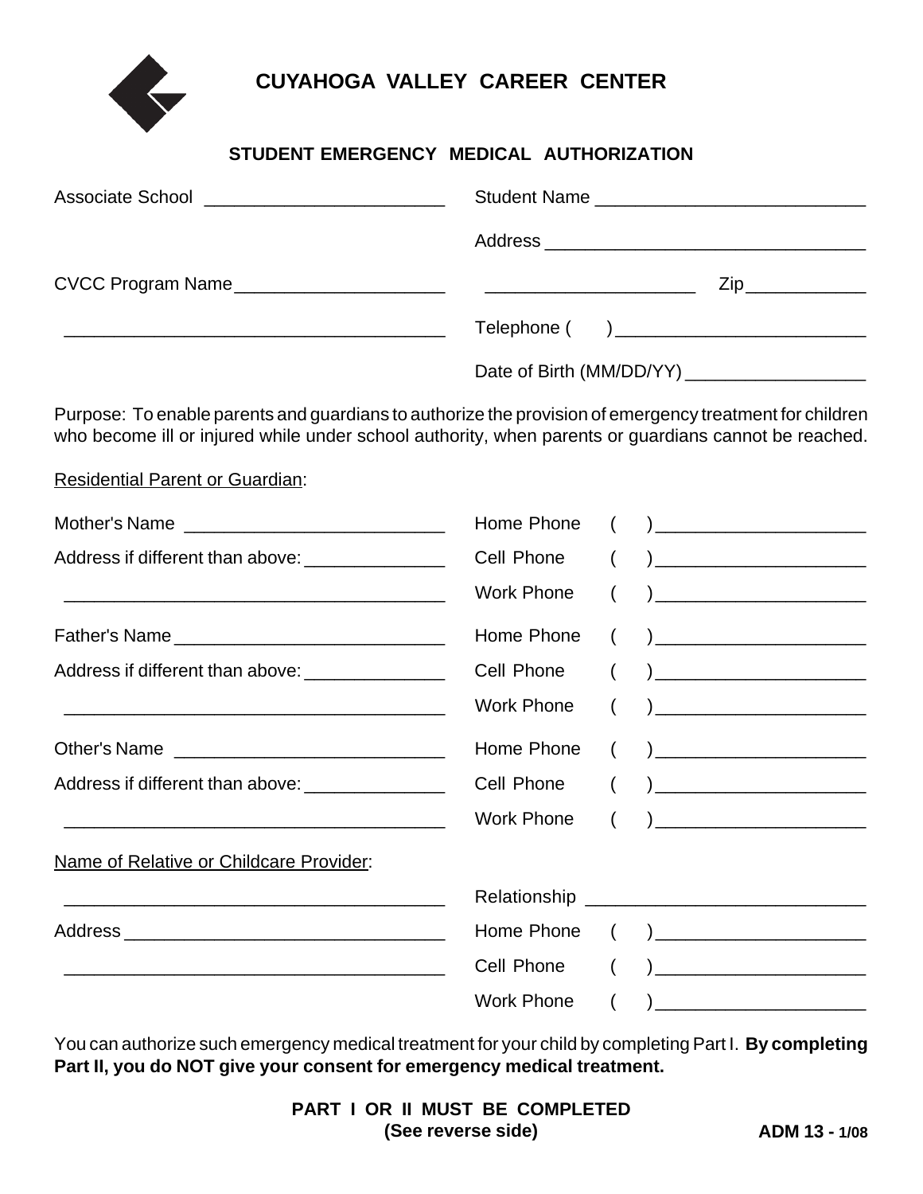# CUYAHOGA VALLEY CAREER CENTER

## STUDENT EMERGENCY MEDICAL AUTHORIZATION

Associate School ________________________

CVCC Program Name _____________________

______________________________________

Student Name ___________________________

Address ________________________________

_____________________ Zip ____________

Telephone ( ) _________________________

Date of Birth (MM/DD/YY) __________________

Purpose: To enable parents and guardians to authorize the provision of emergency treatment for children who become ill or injured while under school authority, when parents or guardians cannot be reached.

Residential Parent or Guardian:

Mother's Name __________________________

Address if different than above: ______________

______________________________________

Home Phone ( ) _____________________

Cell Phone ( ) _____________________

Work Phone ( ) _____________________

Father's Name ___________________________

Address if different than above: ______________

______________________________________

Home Phone ( ) _____________________

Cell Phone ( ) _____________________

Work Phone ( ) _____________________

Other's Name ___________________________

Address if different than above: ______________

______________________________________

Home Phone ( ) _____________________

Cell Phone ( ) _____________________

Work Phone ( ) _____________________

Name of Relative or Childcare Provider:

______________________________________

Address ________________________________

______________________________________

Relationship ____________________________

Home Phone ( ) _____________________

Cell Phone ( ) _____________________

Work Phone ( ) _____________________

You can authorize such emergency medical treatment for your child by completing Part I. **By completing Part II, you do NOT give your consent for emergency medical treatment.**

**PART I OR II MUST BE COMPLETED**
**(See reverse side)**

**ADM 13 - 1/08**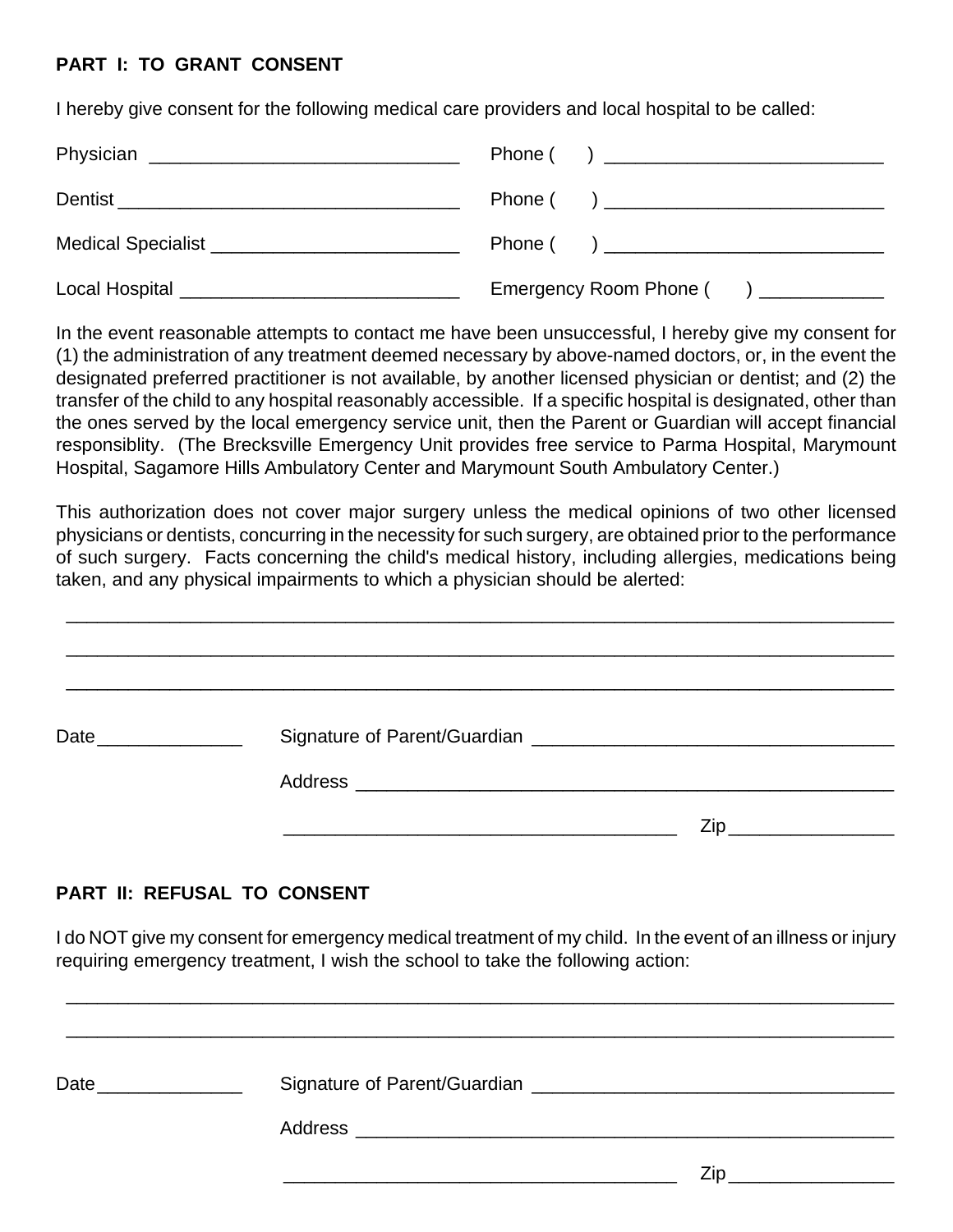**PART I: TO GRANT CONSENT**

I hereby give consent for the following medical care providers and local hospital to be called:

Physician ______________________________ Phone ( ) ___________________________

Dentist _________________________________ Phone ( ) ___________________________

Medical Specialist ________________________ Phone ( ) ___________________________

Local Hospital ___________________________ Emergency Room Phone ( ) ____________

In the event reasonable attempts to contact me have been unsuccessful, I hereby give my consent for (1) the administration of any treatment deemed necessary by above-named doctors, or, in the event the designated preferred practitioner is not available, by another licensed physician or dentist; and (2) the transfer of the child to any hospital reasonably accessible. If a specific hospital is designated, other than the ones served by the local emergency service unit, then the Parent or Guardian will accept financial responsiblity. (The Brecksville Emergency Unit provides free service to Parma Hospital, Marymount Hospital, Sagamore Hills Ambulatory Center and Marymount South Ambulatory Center.)

This authorization does not cover major surgery unless the medical opinions of two other licensed physicians or dentists, concurring in the necessity for such surgery, are obtained prior to the performance of such surgery. Facts concerning the child's medical history, including allergies, medications being taken, and any physical impairments to which a physician should be alerted:

_______________________________________________________________________________

_______________________________________________________________________________

_______________________________________________________________________________

Date ______________ Signature of Parent/Guardian ___________________________________

Address ____________________________________________________

_____________________________________ Zip ________________

**PART II: REFUSAL TO CONSENT**

I do NOT give my consent for emergency medical treatment of my child. In the event of an illness or injury requiring emergency treatment, I wish the school to take the following action:

_______________________________________________________________________________

_______________________________________________________________________________

Date ______________ Signature of Parent/Guardian ___________________________________

Address ____________________________________________________

_____________________________________ Zip ________________